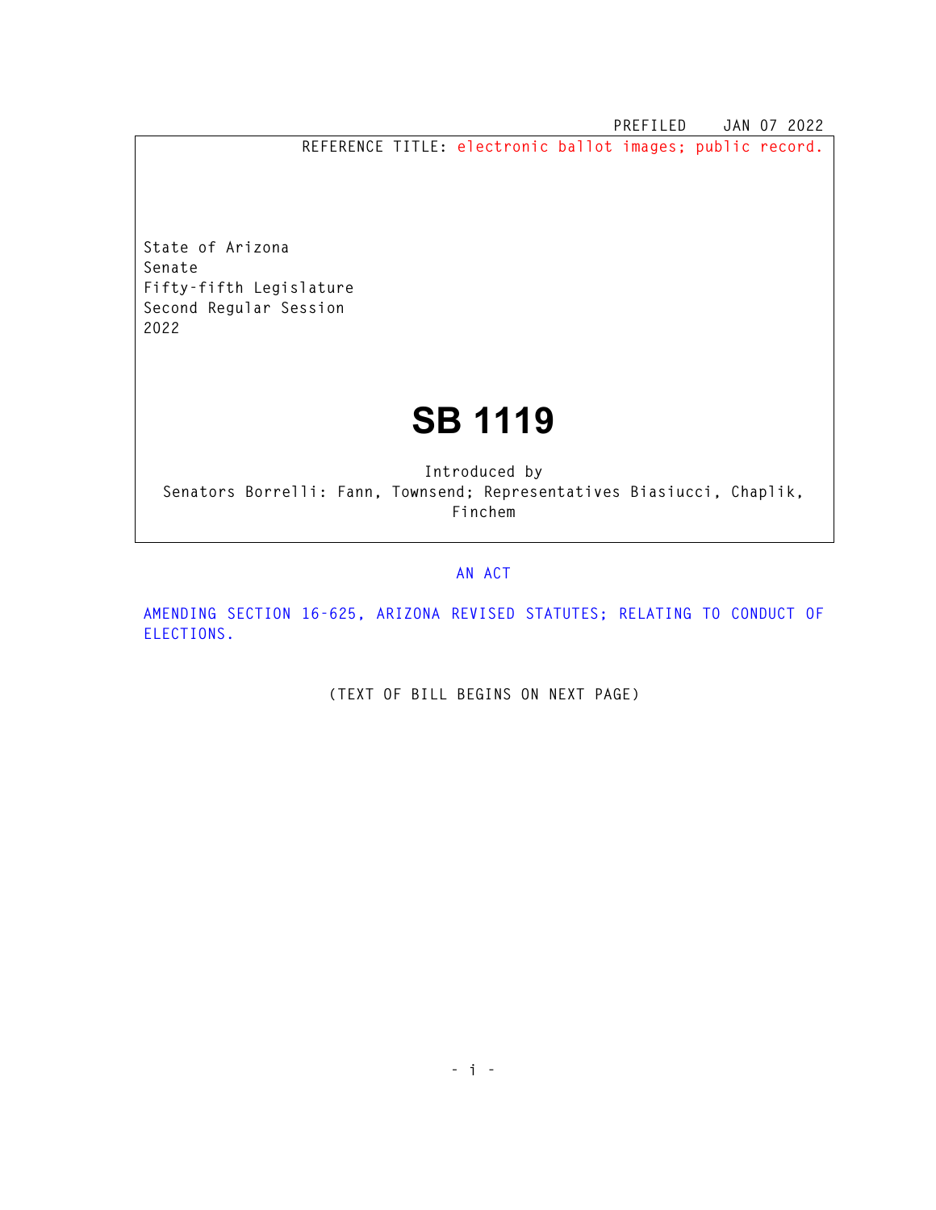PREFILED JAN 07 2022

REFERENCE TITLE: electronic ballot images; public record.

State of Arizona
Senate
Fifty-fifth Legislature
Second Regular Session
2022

# SB 1119

Introduced by
Senators Borrelli: Fann, Townsend; Representatives Biasiucci, Chaplik, Finchem

AN ACT

AMENDING SECTION 16-625, ARIZONA REVISED STATUTES; RELATING TO CONDUCT OF ELECTIONS.

(TEXT OF BILL BEGINS ON NEXT PAGE)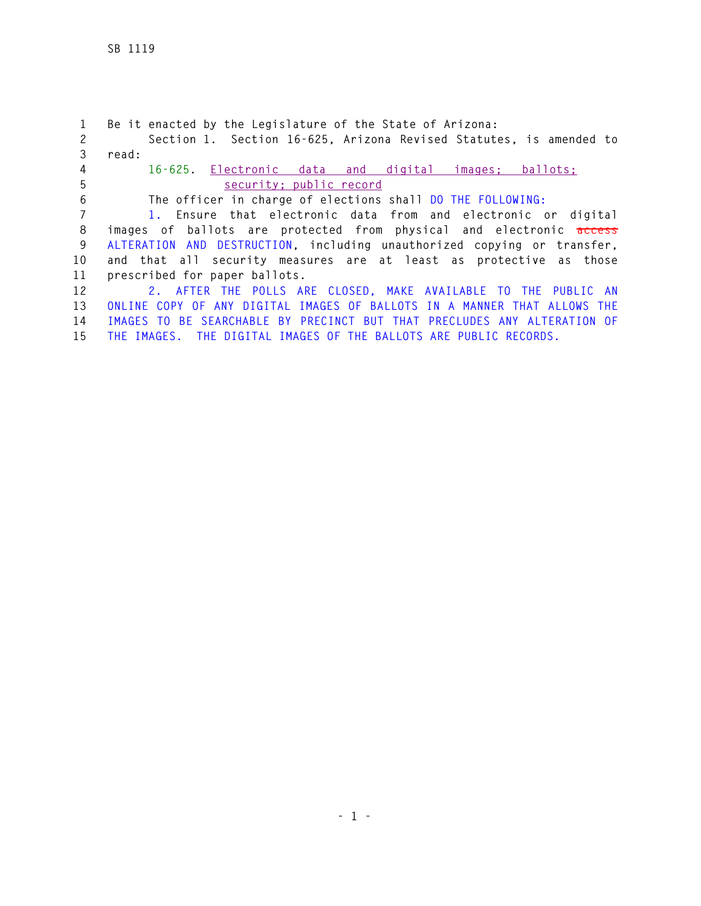Be it enacted by the Legislature of the State of Arizona:

Section 1. Section 16-625, Arizona Revised Statutes, is amended to read:

16-625. Electronic data and digital images; ballots; security; public record

The officer in charge of elections shall DO THE FOLLOWING:

1. Ensure that electronic data from and electronic or digital images of ballots are protected from physical and electronic ~~access~~ ALTERATION AND DESTRUCTION, including unauthorized copying or transfer, and that all security measures are at least as protective as those prescribed for paper ballots.

2. AFTER THE POLLS ARE CLOSED, MAKE AVAILABLE TO THE PUBLIC AN ONLINE COPY OF ANY DIGITAL IMAGES OF BALLOTS IN A MANNER THAT ALLOWS THE IMAGES TO BE SEARCHABLE BY PRECINCT BUT THAT PRECLUDES ANY ALTERATION OF THE IMAGES. THE DIGITAL IMAGES OF THE BALLOTS ARE PUBLIC RECORDS.